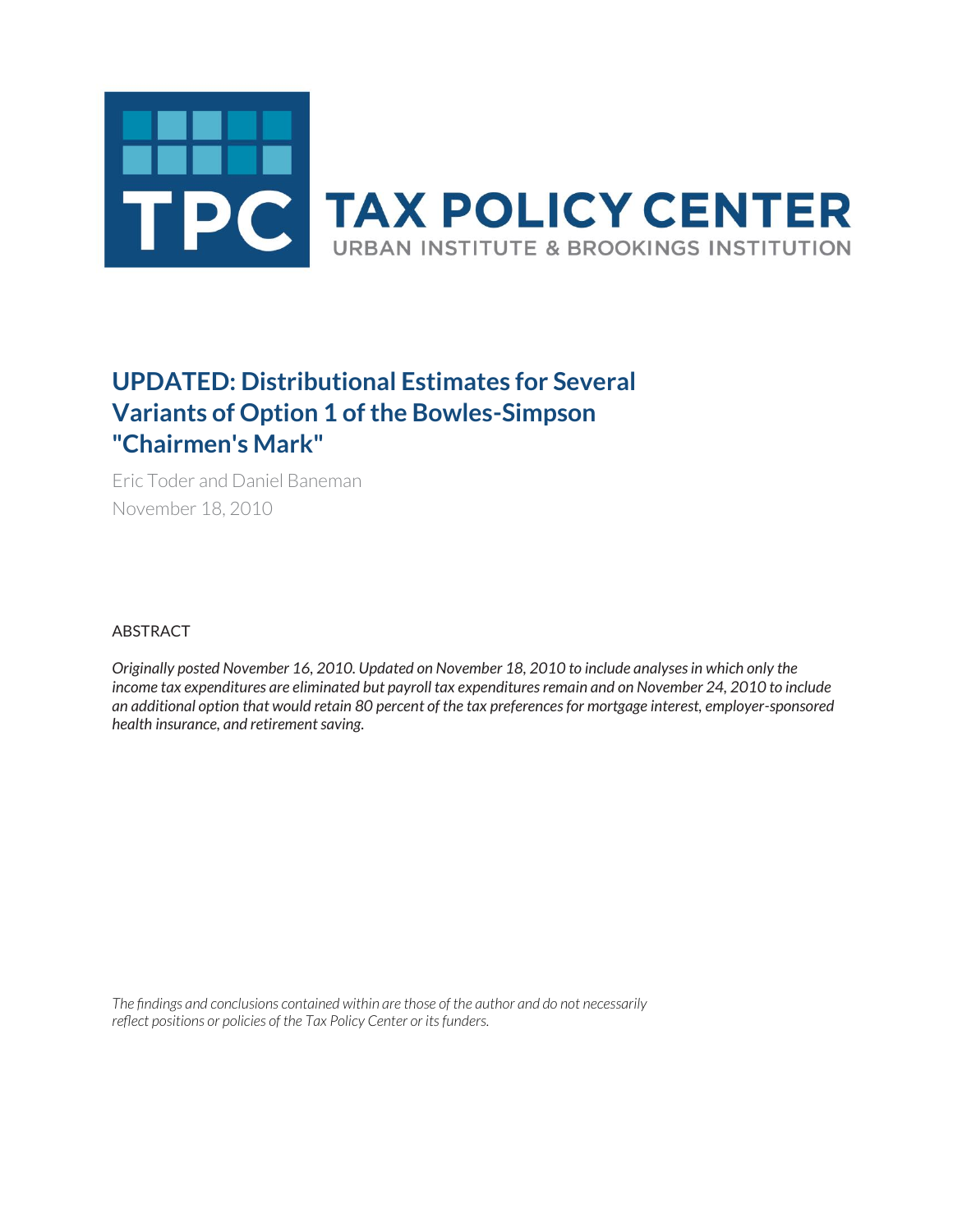TPC TAX POLICY CENTER

URBAN INSTITUTE & BROOKINGS INSTITUTION

# UPDATED: Distributional Estimates for Several Variants of Option 1 of the Bowles-Simpson "Chairmen's Mark"

Eric Toder and Daniel Baneman

November 18, 2010

ABSTRACT

*Originally posted November 16, 2010. Updated on November 18, 2010 to include analyses in which only the income tax expenditures are eliminated but payroll tax expenditures remain and on November 24, 2010 to include an additional option that would retain 80 percent of the tax preferences for mortgage interest, employer-sponsored health insurance, and retirement saving.*

*The findings and conclusions contained within are those of the author and do not necessarily reflect positions or policies of the Tax Policy Center or its funders.*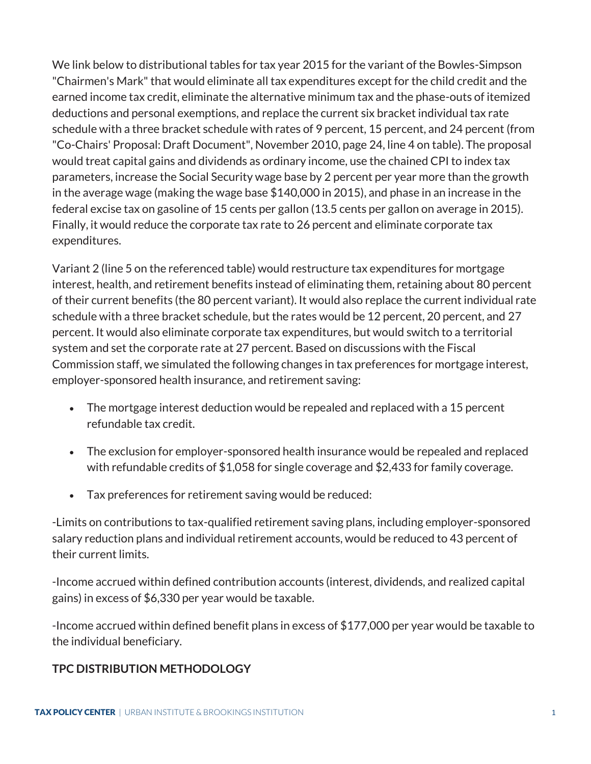We link below to distributional tables for tax year 2015 for the variant of the Bowles-Simpson "Chairmen's Mark" that would eliminate all tax expenditures except for the child credit and the earned income tax credit, eliminate the alternative minimum tax and the phase-outs of itemized deductions and personal exemptions, and replace the current six bracket individual tax rate schedule with a three bracket schedule with rates of 9 percent, 15 percent, and 24 percent (from "Co-Chairs' Proposal: Draft Document", November 2010, page 24, line 4 on table). The proposal would treat capital gains and dividends as ordinary income, use the chained CPI to index tax parameters, increase the Social Security wage base by 2 percent per year more than the growth in the average wage (making the wage base $140,000 in 2015), and phase in an increase in the federal excise tax on gasoline of 15 cents per gallon (13.5 cents per gallon on average in 2015). Finally, it would reduce the corporate tax rate to 26 percent and eliminate corporate tax expenditures.

Variant 2 (line 5 on the referenced table) would restructure tax expenditures for mortgage interest, health, and retirement benefits instead of eliminating them, retaining about 80 percent of their current benefits (the 80 percent variant). It would also replace the current individual rate schedule with a three bracket schedule, but the rates would be 12 percent, 20 percent, and 27 percent. It would also eliminate corporate tax expenditures, but would switch to a territorial system and set the corporate rate at 27 percent. Based on discussions with the Fiscal Commission staff, we simulated the following changes in tax preferences for mortgage interest, employer-sponsored health insurance, and retirement saving:

- The mortgage interest deduction would be repealed and replaced with a 15 percent refundable tax credit.
- The exclusion for employer-sponsored health insurance would be repealed and replaced with refundable credits of $1,058 for single coverage and $2,433 for family coverage.
- Tax preferences for retirement saving would be reduced:

-Limits on contributions to tax-qualified retirement saving plans, including employer-sponsored salary reduction plans and individual retirement accounts, would be reduced to 43 percent of their current limits.

-Income accrued within defined contribution accounts (interest, dividends, and realized capital gains) in excess of $6,330 per year would be taxable.

-Income accrued within defined benefit plans in excess of $177,000 per year would be taxable to the individual beneficiary.

## TPC DISTRIBUTION METHODOLOGY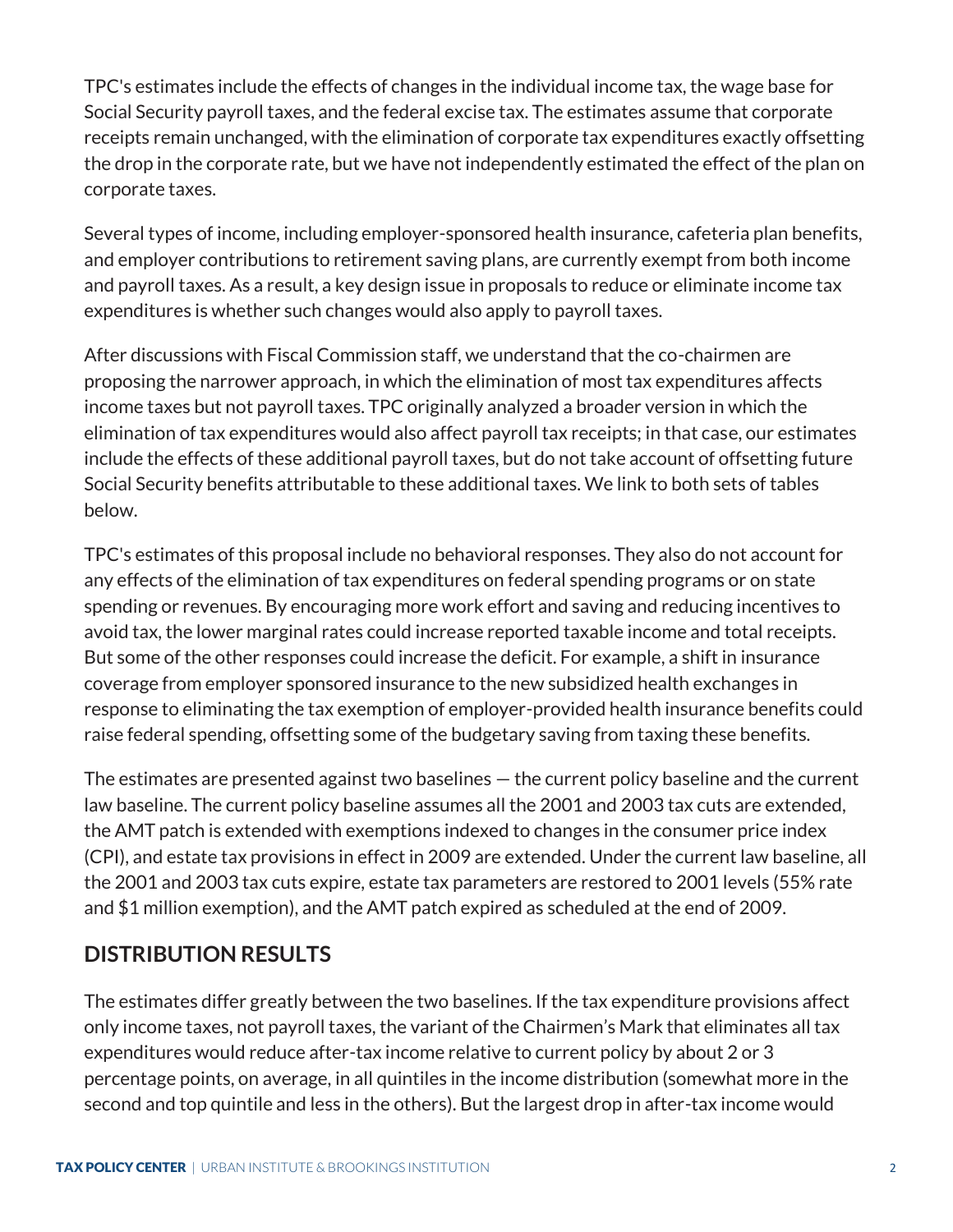TPC's estimates include the effects of changes in the individual income tax, the wage base for Social Security payroll taxes, and the federal excise tax. The estimates assume that corporate receipts remain unchanged, with the elimination of corporate tax expenditures exactly offsetting the drop in the corporate rate, but we have not independently estimated the effect of the plan on corporate taxes.

Several types of income, including employer-sponsored health insurance, cafeteria plan benefits, and employer contributions to retirement saving plans, are currently exempt from both income and payroll taxes. As a result, a key design issue in proposals to reduce or eliminate income tax expenditures is whether such changes would also apply to payroll taxes.

After discussions with Fiscal Commission staff, we understand that the co-chairmen are proposing the narrower approach, in which the elimination of most tax expenditures affects income taxes but not payroll taxes. TPC originally analyzed a broader version in which the elimination of tax expenditures would also affect payroll tax receipts; in that case, our estimates include the effects of these additional payroll taxes, but do not take account of offsetting future Social Security benefits attributable to these additional taxes. We link to both sets of tables below.

TPC's estimates of this proposal include no behavioral responses. They also do not account for any effects of the elimination of tax expenditures on federal spending programs or on state spending or revenues. By encouraging more work effort and saving and reducing incentives to avoid tax, the lower marginal rates could increase reported taxable income and total receipts. But some of the other responses could increase the deficit. For example, a shift in insurance coverage from employer sponsored insurance to the new subsidized health exchanges in response to eliminating the tax exemption of employer-provided health insurance benefits could raise federal spending, offsetting some of the budgetary saving from taxing these benefits.

The estimates are presented against two baselines — the current policy baseline and the current law baseline. The current policy baseline assumes all the 2001 and 2003 tax cuts are extended, the AMT patch is extended with exemptions indexed to changes in the consumer price index (CPI), and estate tax provisions in effect in 2009 are extended. Under the current law baseline, all the 2001 and 2003 tax cuts expire, estate tax parameters are restored to 2001 levels (55% rate and $1 million exemption), and the AMT patch expired as scheduled at the end of 2009.

## DISTRIBUTION RESULTS

The estimates differ greatly between the two baselines. If the tax expenditure provisions affect only income taxes, not payroll taxes, the variant of the Chairmen's Mark that eliminates all tax expenditures would reduce after-tax income relative to current policy by about 2 or 3 percentage points, on average, in all quintiles in the income distribution (somewhat more in the second and top quintile and less in the others). But the largest drop in after-tax income would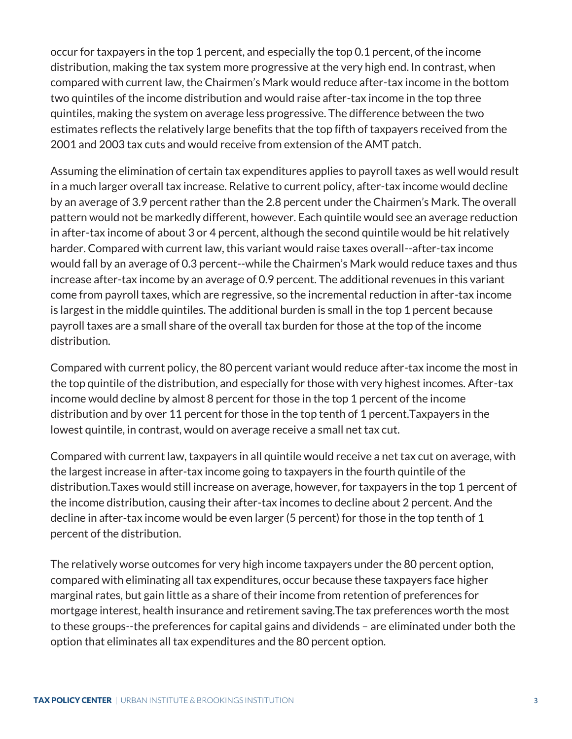occur for taxpayers in the top 1 percent, and especially the top 0.1 percent, of the income distribution, making the tax system more progressive at the very high end. In contrast, when compared with current law, the Chairmen's Mark would reduce after-tax income in the bottom two quintiles of the income distribution and would raise after-tax income in the top three quintiles, making the system on average less progressive. The difference between the two estimates reflects the relatively large benefits that the top fifth of taxpayers received from the 2001 and 2003 tax cuts and would receive from extension of the AMT patch.

Assuming the elimination of certain tax expenditures applies to payroll taxes as well would result in a much larger overall tax increase. Relative to current policy, after-tax income would decline by an average of 3.9 percent rather than the 2.8 percent under the Chairmen's Mark. The overall pattern would not be markedly different, however. Each quintile would see an average reduction in after-tax income of about 3 or 4 percent, although the second quintile would be hit relatively harder. Compared with current law, this variant would raise taxes overall--after-tax income would fall by an average of 0.3 percent--while the Chairmen's Mark would reduce taxes and thus increase after-tax income by an average of 0.9 percent. The additional revenues in this variant come from payroll taxes, which are regressive, so the incremental reduction in after-tax income is largest in the middle quintiles. The additional burden is small in the top 1 percent because payroll taxes are a small share of the overall tax burden for those at the top of the income distribution.

Compared with current policy, the 80 percent variant would reduce after-tax income the most in the top quintile of the distribution, and especially for those with very highest incomes. After-tax income would decline by almost 8 percent for those in the top 1 percent of the income distribution and by over 11 percent for those in the top tenth of 1 percent.Taxpayers in the lowest quintile, in contrast, would on average receive a small net tax cut.

Compared with current law, taxpayers in all quintile would receive a net tax cut on average, with the largest increase in after-tax income going to taxpayers in the fourth quintile of the distribution.Taxes would still increase on average, however, for taxpayers in the top 1 percent of the income distribution, causing their after-tax incomes to decline about 2 percent. And the decline in after-tax income would be even larger (5 percent) for those in the top tenth of 1 percent of the distribution.

The relatively worse outcomes for very high income taxpayers under the 80 percent option, compared with eliminating all tax expenditures, occur because these taxpayers face higher marginal rates, but gain little as a share of their income from retention of preferences for mortgage interest, health insurance and retirement saving.The tax preferences worth the most to these groups--the preferences for capital gains and dividends – are eliminated under both the option that eliminates all tax expenditures and the 80 percent option.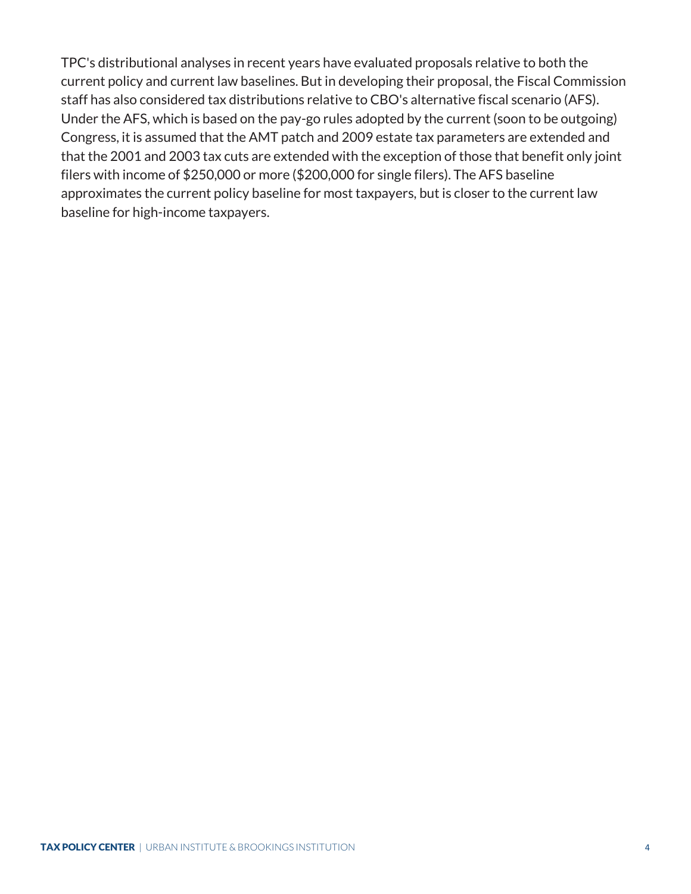TPC's distributional analyses in recent years have evaluated proposals relative to both the current policy and current law baselines. But in developing their proposal, the Fiscal Commission staff has also considered tax distributions relative to CBO's alternative fiscal scenario (AFS). Under the AFS, which is based on the pay-go rules adopted by the current (soon to be outgoing) Congress, it is assumed that the AMT patch and 2009 estate tax parameters are extended and that the 2001 and 2003 tax cuts are extended with the exception of those that benefit only joint filers with income of $250,000 or more ($200,000 for single filers). The AFS baseline approximates the current policy baseline for most taxpayers, but is closer to the current law baseline for high-income taxpayers.